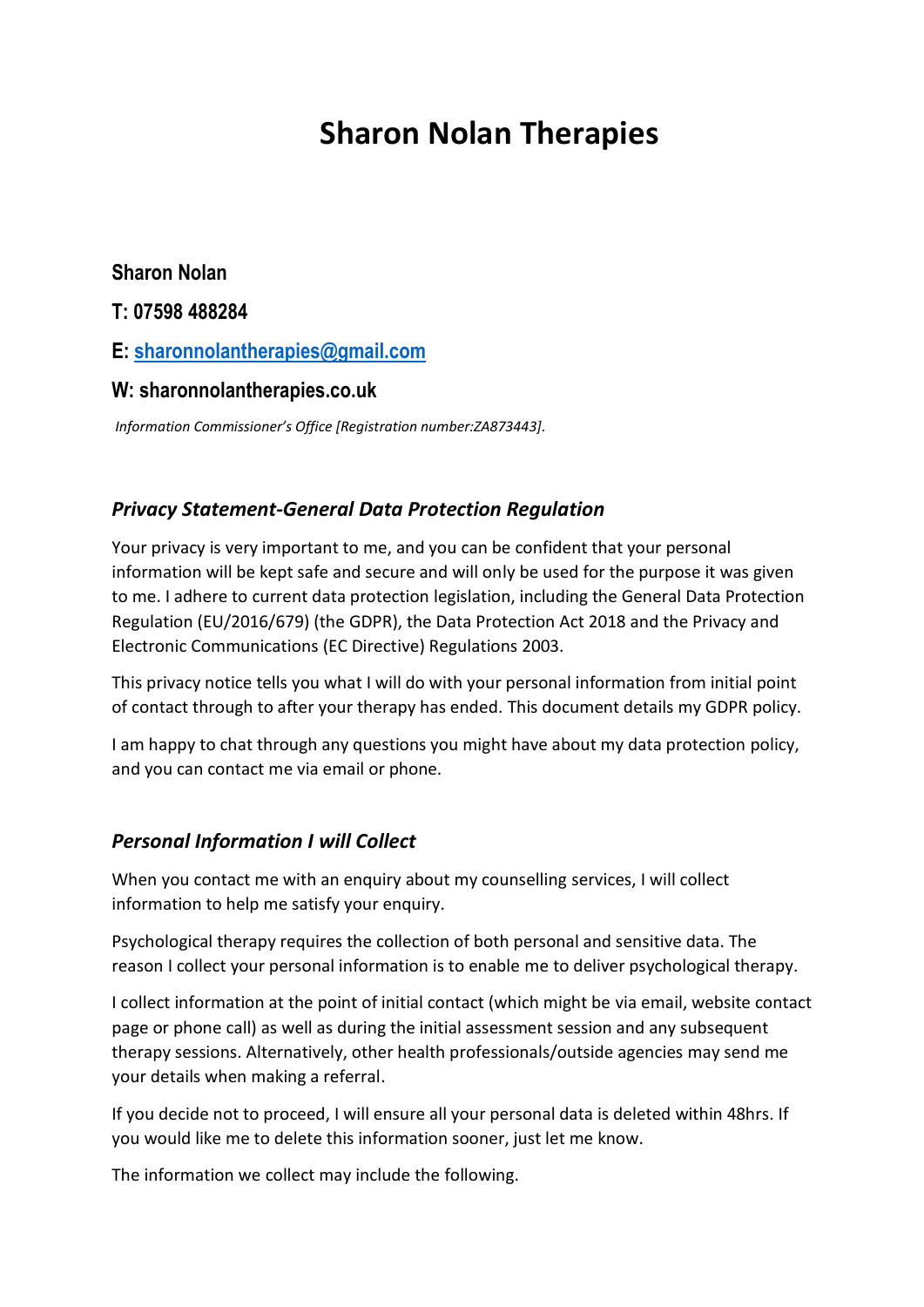# Sharon Nolan Therapies

**Sharon Nolan**

**T: 07598 488284**

**E: [sharonnolantherapies@gmail.com](mailto:sharonnolantherapies@gmail.com)**

**W: sharonnolantherapies.co.uk**

*Information Commissioner's Office [Registration number:ZA873443].*

## *Privacy Statement-General Data Protection Regulation*

Your privacy is very important to me, and you can be confident that your personal information will be kept safe and secure and will only be used for the purpose it was given to me. I adhere to current data protection legislation, including the General Data Protection Regulation (EU/2016/679) (the GDPR), the Data Protection Act 2018 and the Privacy and Electronic Communications (EC Directive) Regulations 2003.

This privacy notice tells you what I will do with your personal information from initial point of contact through to after your therapy has ended. This document details my GDPR policy.

I am happy to chat through any questions you might have about my data protection policy, and you can contact me via email or phone.

## *Personal Information I will Collect*

When you contact me with an enquiry about my counselling services, I will collect information to help me satisfy your enquiry.

Psychological therapy requires the collection of both personal and sensitive data. The reason I collect your personal information is to enable me to deliver psychological therapy.

I collect information at the point of initial contact (which might be via email, website contact page or phone call) as well as during the initial assessment session and any subsequent therapy sessions. Alternatively, other health professionals/outside agencies may send me your details when making a referral.

If you decide not to proceed, I will ensure all your personal data is deleted within 48hrs. If you would like me to delete this information sooner, just let me know.

The information we collect may include the following.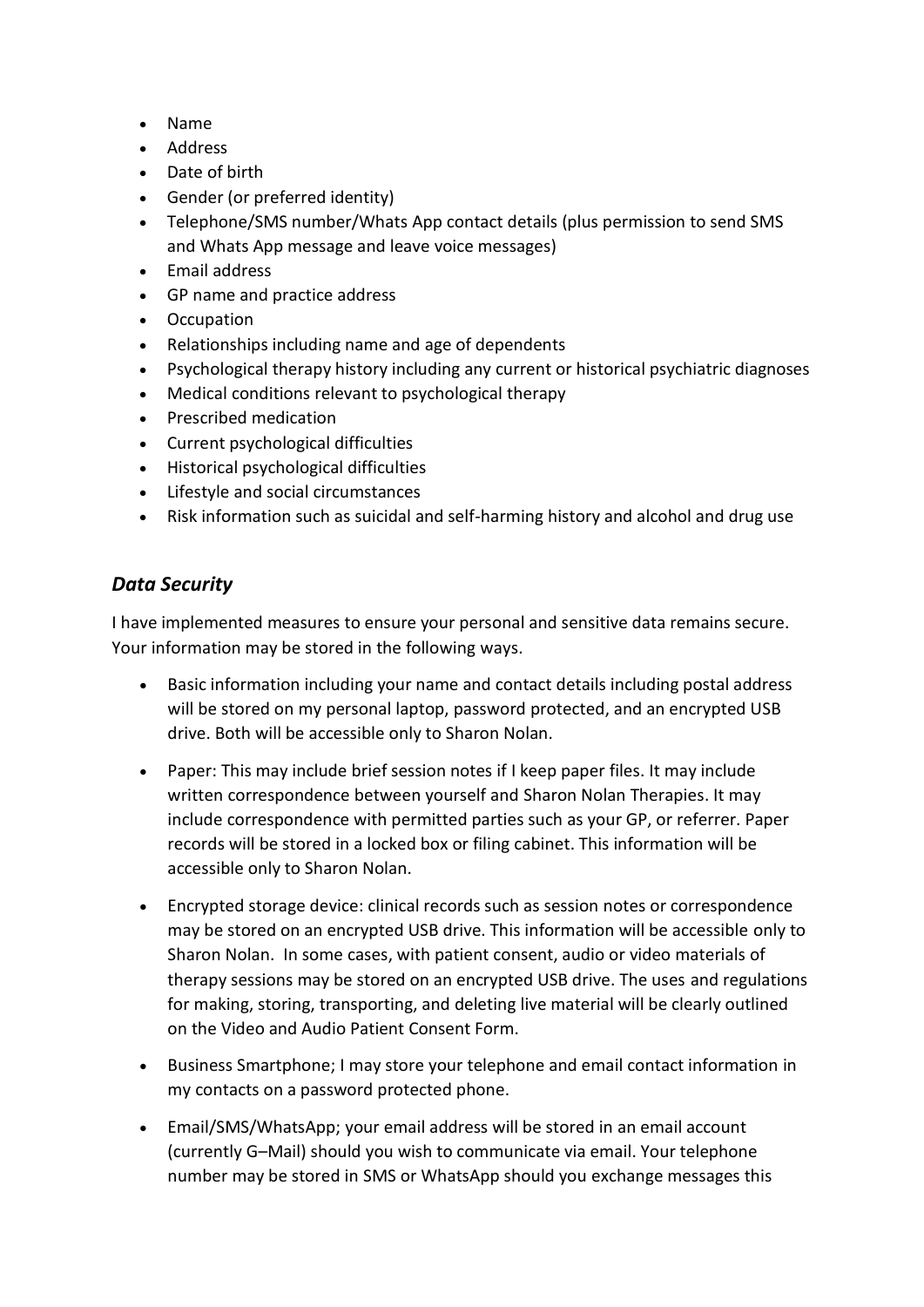- Name
- Address
- Date of birth
- Gender (or preferred identity)
- Telephone/SMS number/Whats App contact details (plus permission to send SMS and Whats App message and leave voice messages)
- Email address
- GP name and practice address
- Occupation
- Relationships including name and age of dependents
- Psychological therapy history including any current or historical psychiatric diagnoses
- Medical conditions relevant to psychological therapy
- Prescribed medication
- Current psychological difficulties
- Historical psychological difficulties
- Lifestyle and social circumstances
- Risk information such as suicidal and self-harming history and alcohol and drug use

## *Data Security*

I have implemented measures to ensure your personal and sensitive data remains secure. Your information may be stored in the following ways.

- Basic information including your name and contact details including postal address will be stored on my personal laptop, password protected, and an encrypted USB drive. Both will be accessible only to Sharon Nolan.

- Paper: This may include brief session notes if I keep paper files. It may include written correspondence between yourself and Sharon Nolan Therapies. It may include correspondence with permitted parties such as your GP, or referrer. Paper records will be stored in a locked box or filing cabinet. This information will be accessible only to Sharon Nolan.

- Encrypted storage device: clinical records such as session notes or correspondence may be stored on an encrypted USB drive. This information will be accessible only to Sharon Nolan. In some cases, with patient consent, audio or video materials of therapy sessions may be stored on an encrypted USB drive. The uses and regulations for making, storing, transporting, and deleting live material will be clearly outlined on the Video and Audio Patient Consent Form.

- Business Smartphone; I may store your telephone and email contact information in my contacts on a password protected phone.

- Email/SMS/WhatsApp; your email address will be stored in an email account (currently G–Mail) should you wish to communicate via email. Your telephone number may be stored in SMS or WhatsApp should you exchange messages this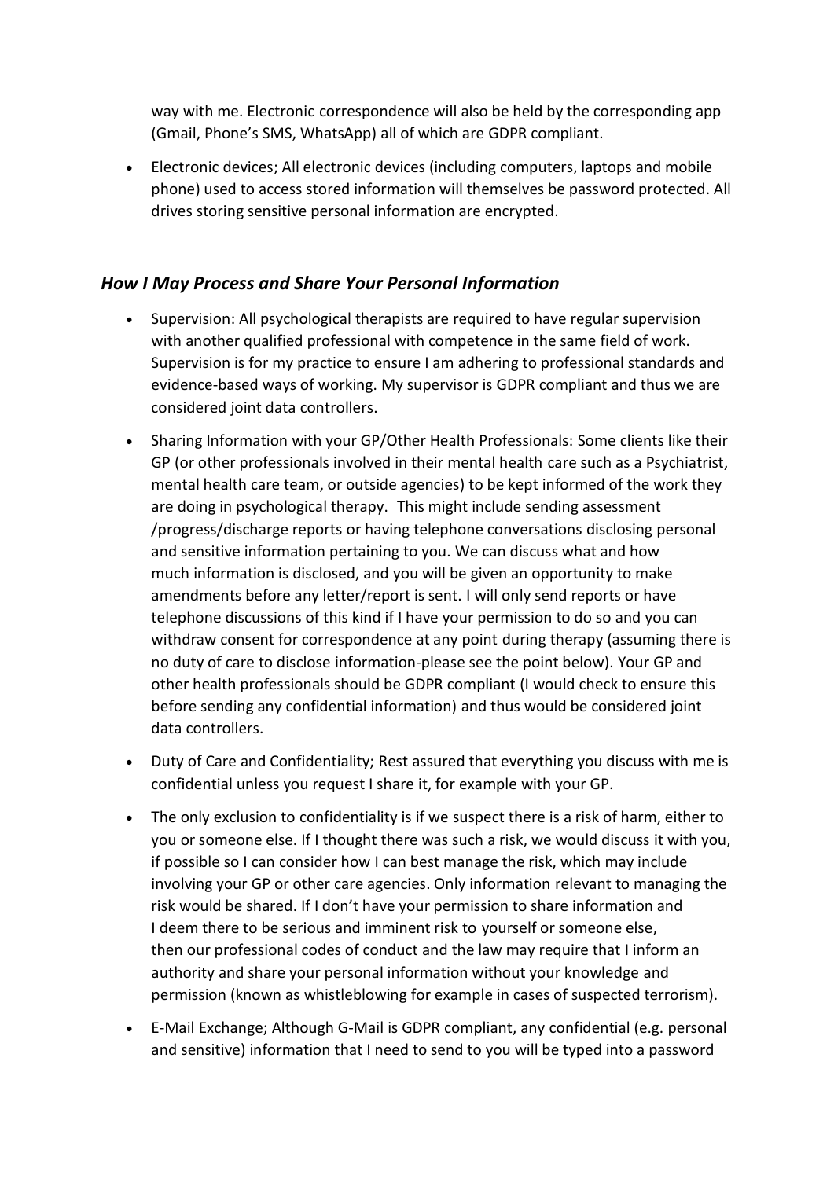way with me. Electronic correspondence will also be held by the corresponding app (Gmail, Phone's SMS, WhatsApp) all of which are GDPR compliant.

- Electronic devices; All electronic devices (including computers, laptops and mobile phone) used to access stored information will themselves be password protected. All drives storing sensitive personal information are encrypted.

### *How I May Process and Share Your Personal Information*

- Supervision: All psychological therapists are required to have regular supervision with another qualified professional with competence in the same field of work. Supervision is for my practice to ensure I am adhering to professional standards and evidence-based ways of working. My supervisor is GDPR compliant and thus we are considered joint data controllers.

- Sharing Information with your GP/Other Health Professionals: Some clients like their GP (or other professionals involved in their mental health care such as a Psychiatrist, mental health care team, or outside agencies) to be kept informed of the work they are doing in psychological therapy. This might include sending assessment /progress/discharge reports or having telephone conversations disclosing personal and sensitive information pertaining to you. We can discuss what and how much information is disclosed, and you will be given an opportunity to make amendments before any letter/report is sent. I will only send reports or have telephone discussions of this kind if I have your permission to do so and you can withdraw consent for correspondence at any point during therapy (assuming there is no duty of care to disclose information-please see the point below). Your GP and other health professionals should be GDPR compliant (I would check to ensure this before sending any confidential information) and thus would be considered joint data controllers.

- Duty of Care and Confidentiality; Rest assured that everything you discuss with me is confidential unless you request I share it, for example with your GP.

- The only exclusion to confidentiality is if we suspect there is a risk of harm, either to you or someone else. If I thought there was such a risk, we would discuss it with you, if possible so I can consider how I can best manage the risk, which may include involving your GP or other care agencies. Only information relevant to managing the risk would be shared. If I don't have your permission to share information and I deem there to be serious and imminent risk to yourself or someone else, then our professional codes of conduct and the law may require that I inform an authority and share your personal information without your knowledge and permission (known as whistleblowing for example in cases of suspected terrorism).

- E-Mail Exchange; Although G-Mail is GDPR compliant, any confidential (e.g. personal and sensitive) information that I need to send to you will be typed into a password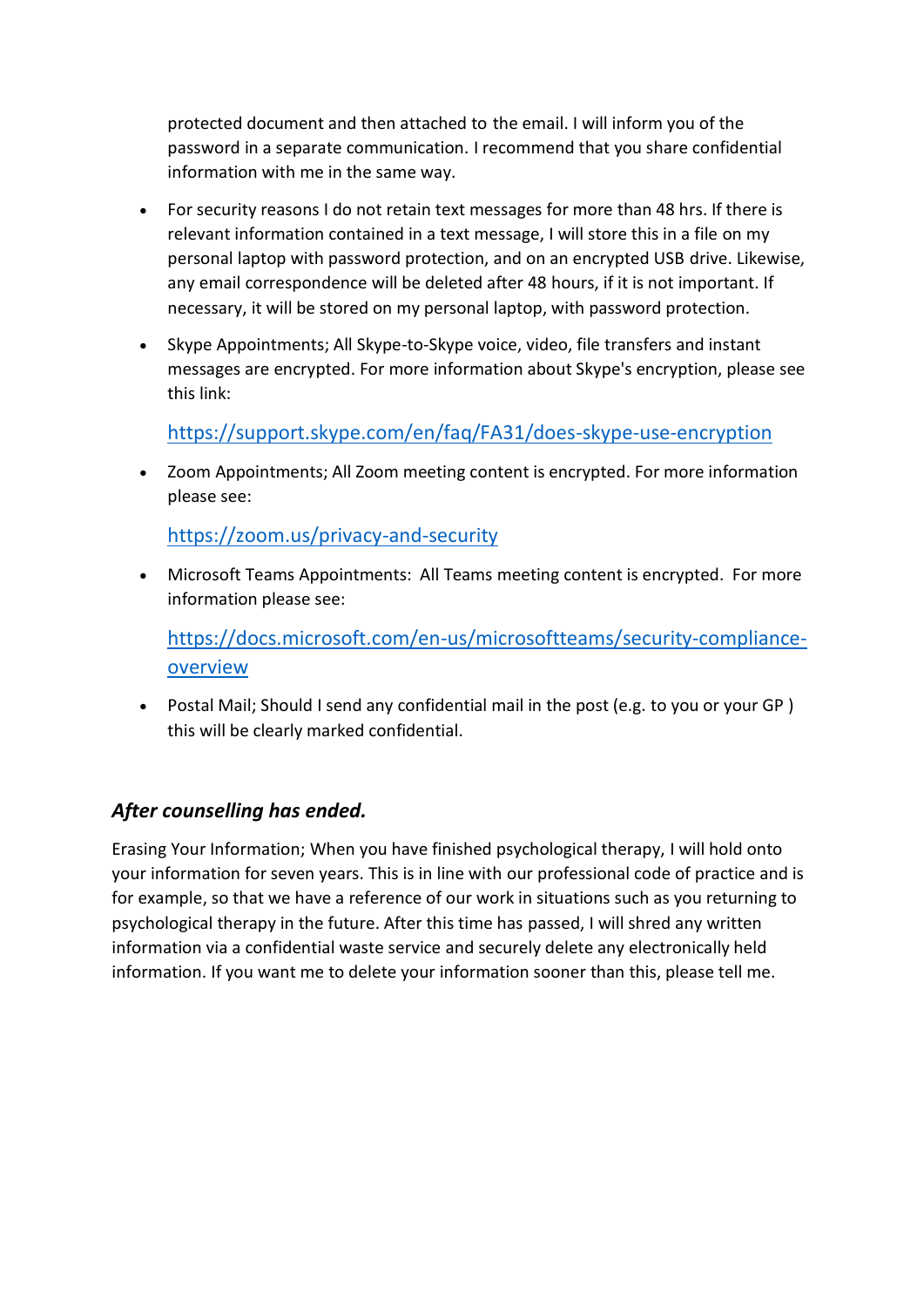protected document and then attached to the email. I will inform you of the password in a separate communication. I recommend that you share confidential information with me in the same way.

- For security reasons I do not retain text messages for more than 48 hrs. If there is relevant information contained in a text message, I will store this in a file on my personal laptop with password protection, and on an encrypted USB drive. Likewise, any email correspondence will be deleted after 48 hours, if it is not important. If necessary, it will be stored on my personal laptop, with password protection.
- Skype Appointments; All Skype-to-Skype voice, video, file transfers and instant messages are encrypted. For more information about Skype's encryption, please see this link:

  https://support.skype.com/en/faq/FA31/does-skype-use-encryption

- Zoom Appointments; All Zoom meeting content is encrypted. For more information please see:

  https://zoom.us/privacy-and-security

- Microsoft Teams Appointments: All Teams meeting content is encrypted. For more information please see:

  https://docs.microsoft.com/en-us/microsoftteams/security-compliance-overview

- Postal Mail; Should I send any confidential mail in the post (e.g. to you or your GP ) this will be clearly marked confidential.

### *After counselling has ended.*

Erasing Your Information; When you have finished psychological therapy, I will hold onto your information for seven years. This is in line with our professional code of practice and is for example, so that we have a reference of our work in situations such as you returning to psychological therapy in the future. After this time has passed, I will shred any written information via a confidential waste service and securely delete any electronically held information. If you want me to delete your information sooner than this, please tell me.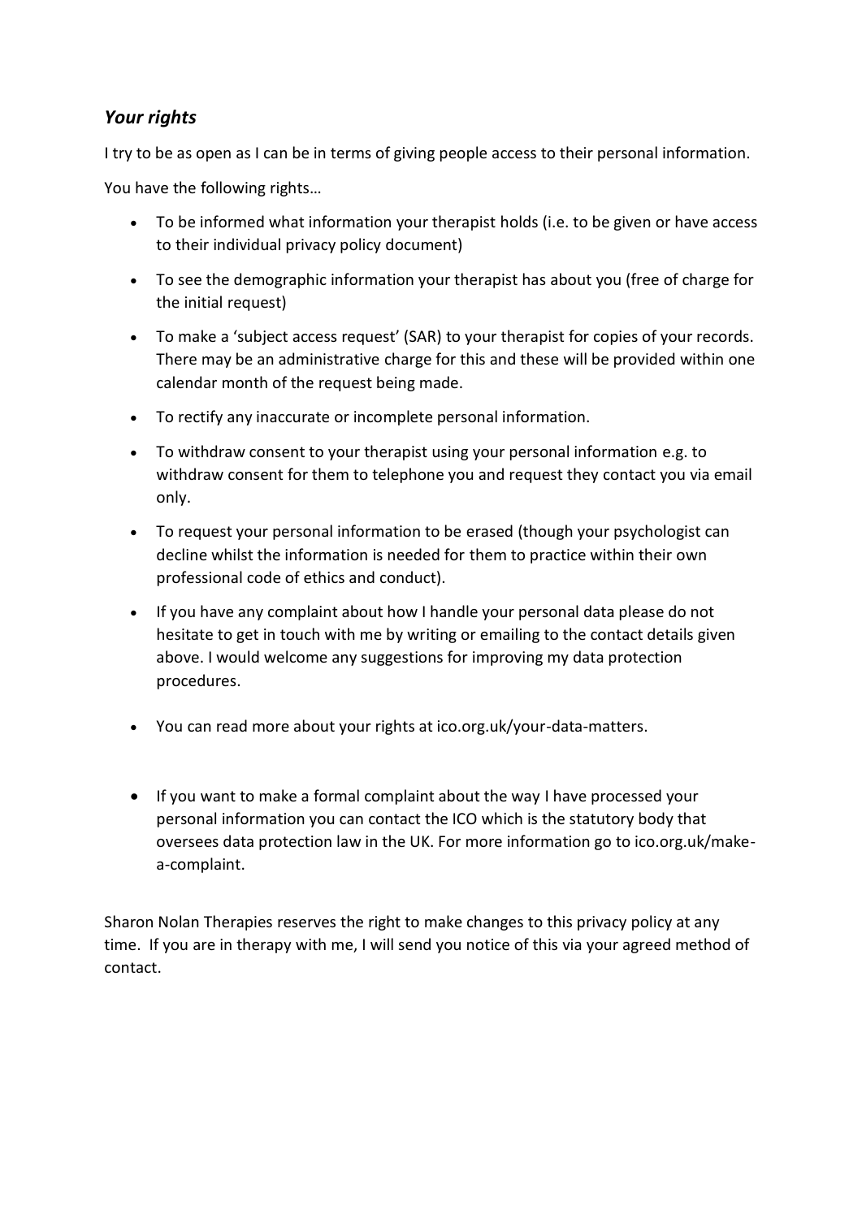## *Your rights*

I try to be as open as I can be in terms of giving people access to their personal information.

You have the following rights…

- To be informed what information your therapist holds (i.e. to be given or have access to their individual privacy policy document)
- To see the demographic information your therapist has about you (free of charge for the initial request)
- To make a 'subject access request' (SAR) to your therapist for copies of your records. There may be an administrative charge for this and these will be provided within one calendar month of the request being made.
- To rectify any inaccurate or incomplete personal information.
- To withdraw consent to your therapist using your personal information e.g. to withdraw consent for them to telephone you and request they contact you via email only.
- To request your personal information to be erased (though your psychologist can decline whilst the information is needed for them to practice within their own professional code of ethics and conduct).
- If you have any complaint about how I handle your personal data please do not hesitate to get in touch with me by writing or emailing to the contact details given above. I would welcome any suggestions for improving my data protection procedures.
- You can read more about your rights at ico.org.uk/your-data-matters.
- If you want to make a formal complaint about the way I have processed your personal information you can contact the ICO which is the statutory body that oversees data protection law in the UK. For more information go to ico.org.uk/make-a-complaint.

Sharon Nolan Therapies reserves the right to make changes to this privacy policy at any time. If you are in therapy with me, I will send you notice of this via your agreed method of contact.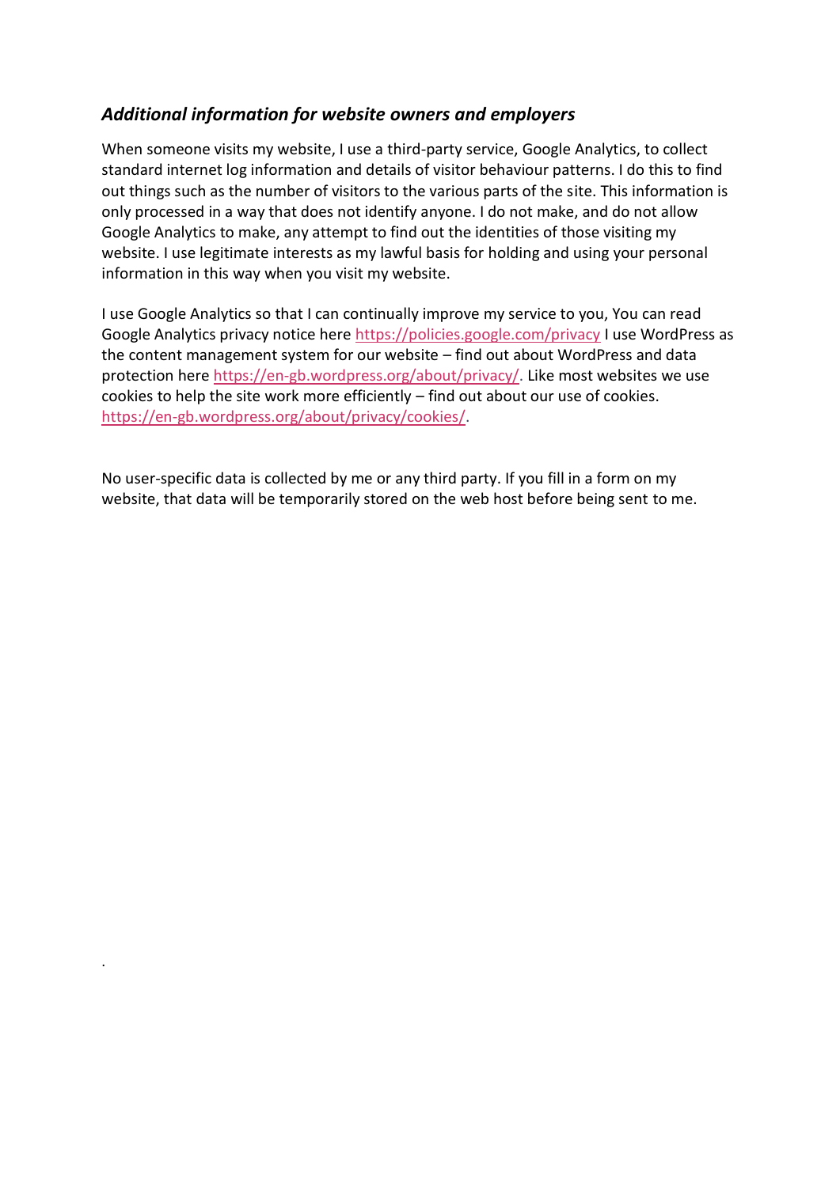### *Additional information for website owners and employers*

When someone visits my website, I use a third-party service, Google Analytics, to collect standard internet log information and details of visitor behaviour patterns. I do this to find out things such as the number of visitors to the various parts of the site. This information is only processed in a way that does not identify anyone. I do not make, and do not allow Google Analytics to make, any attempt to find out the identities of those visiting my website. I use legitimate interests as my lawful basis for holding and using your personal information in this way when you visit my website.

I use Google Analytics so that I can continually improve my service to you, You can read Google Analytics privacy notice here https://policies.google.com/privacy I use WordPress as the content management system for our website – find out about WordPress and data protection here https://en-gb.wordpress.org/about/privacy/. Like most websites we use cookies to help the site work more efficiently – find out about our use of cookies. https://en-gb.wordpress.org/about/privacy/cookies/.

No user-specific data is collected by me or any third party. If you fill in a form on my website, that data will be temporarily stored on the web host before being sent to me.

.